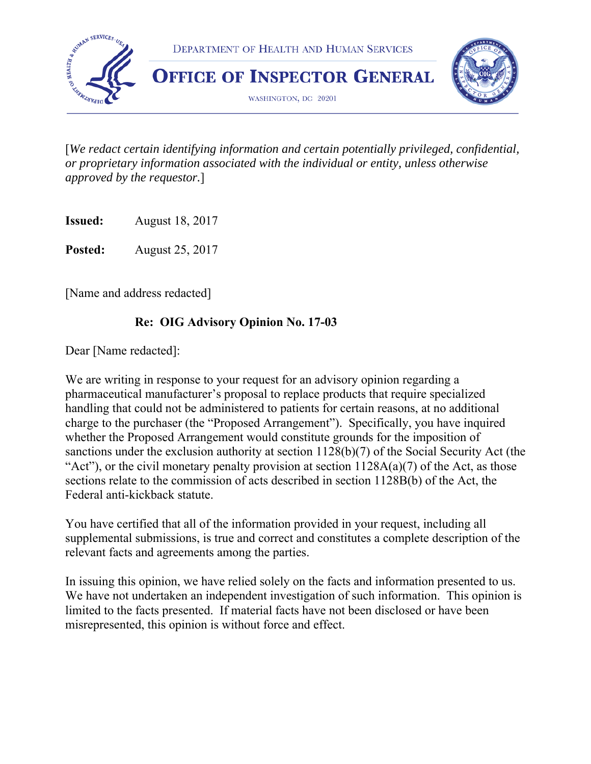DEPARTMENT OF HEALTH AND HUMAN SERVICES

# OFFICE OF INSPECTOR GENERAL

WASHINGTON, DC 20201

[*We redact certain identifying information and certain potentially privileged, confidential, or proprietary information associated with the individual or entity, unless otherwise approved by the requestor.*]

**Issued:** August 18, 2017

**Posted:** August 25, 2017

[Name and address redacted]

**Re: OIG Advisory Opinion No. 17-03**

Dear [Name redacted]:

We are writing in response to your request for an advisory opinion regarding a pharmaceutical manufacturer's proposal to replace products that require specialized handling that could not be administered to patients for certain reasons, at no additional charge to the purchaser (the "Proposed Arrangement"). Specifically, you have inquired whether the Proposed Arrangement would constitute grounds for the imposition of sanctions under the exclusion authority at section 1128(b)(7) of the Social Security Act (the "Act"), or the civil monetary penalty provision at section 1128A(a)(7) of the Act, as those sections relate to the commission of acts described in section 1128B(b) of the Act, the Federal anti-kickback statute.

You have certified that all of the information provided in your request, including all supplemental submissions, is true and correct and constitutes a complete description of the relevant facts and agreements among the parties.

In issuing this opinion, we have relied solely on the facts and information presented to us. We have not undertaken an independent investigation of such information. This opinion is limited to the facts presented. If material facts have not been disclosed or have been misrepresented, this opinion is without force and effect.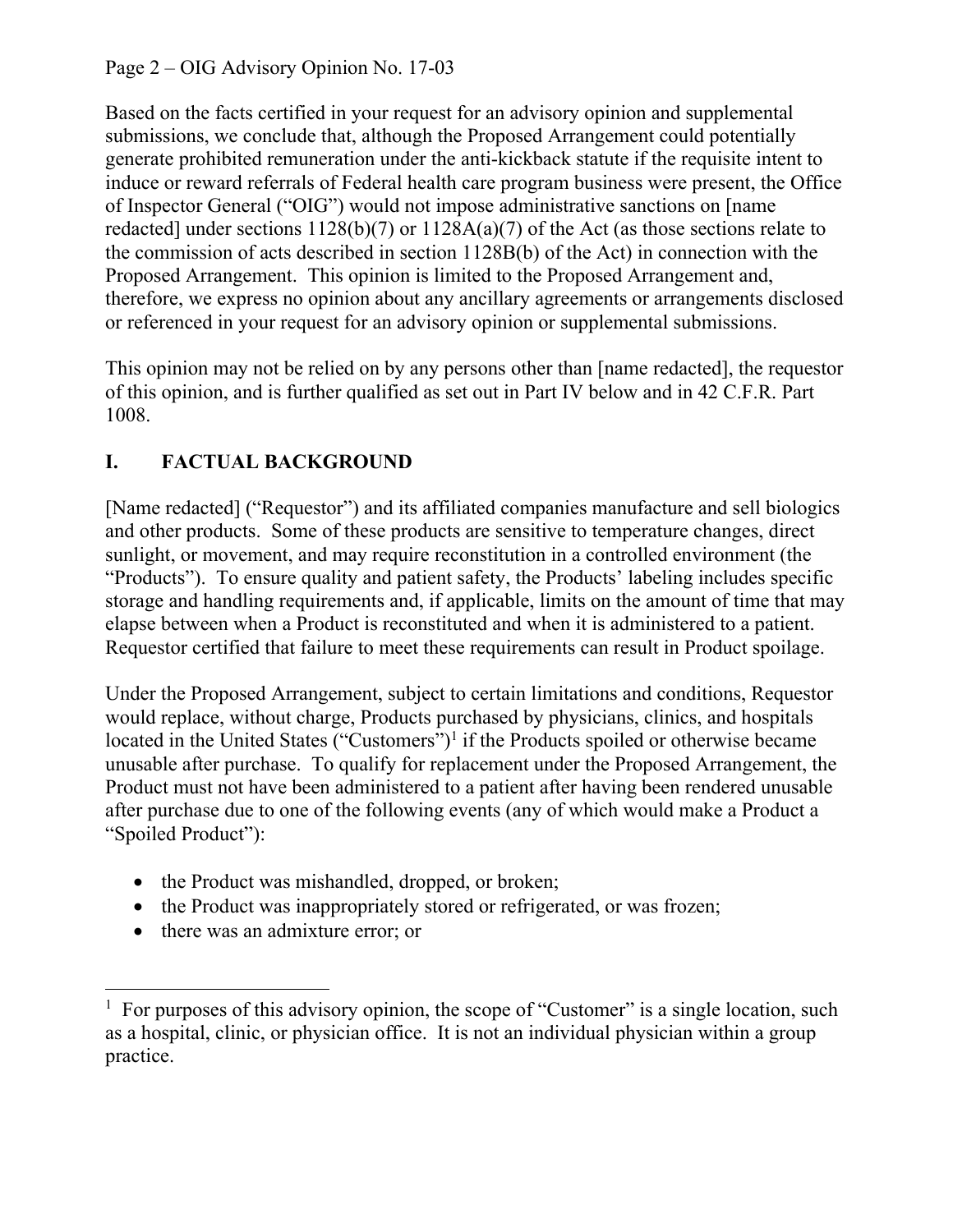Based on the facts certified in your request for an advisory opinion and supplemental submissions, we conclude that, although the Proposed Arrangement could potentially generate prohibited remuneration under the anti-kickback statute if the requisite intent to induce or reward referrals of Federal health care program business were present, the Office of Inspector General ("OIG") would not impose administrative sanctions on [name redacted] under sections 1128(b)(7) or 1128A(a)(7) of the Act (as those sections relate to the commission of acts described in section 1128B(b) of the Act) in connection with the Proposed Arrangement. This opinion is limited to the Proposed Arrangement and, therefore, we express no opinion about any ancillary agreements or arrangements disclosed or referenced in your request for an advisory opinion or supplemental submissions.

This opinion may not be relied on by any persons other than [name redacted], the requestor of this opinion, and is further qualified as set out in Part IV below and in 42 C.F.R. Part 1008.

## I. FACTUAL BACKGROUND

[Name redacted] ("Requestor") and its affiliated companies manufacture and sell biologics and other products. Some of these products are sensitive to temperature changes, direct sunlight, or movement, and may require reconstitution in a controlled environment (the "Products"). To ensure quality and patient safety, the Products' labeling includes specific storage and handling requirements and, if applicable, limits on the amount of time that may elapse between when a Product is reconstituted and when it is administered to a patient. Requestor certified that failure to meet these requirements can result in Product spoilage.

Under the Proposed Arrangement, subject to certain limitations and conditions, Requestor would replace, without charge, Products purchased by physicians, clinics, and hospitals located in the United States ("Customers")[1] if the Products spoiled or otherwise became unusable after purchase. To qualify for replacement under the Proposed Arrangement, the Product must not have been administered to a patient after having been rendered unusable after purchase due to one of the following events (any of which would make a Product a "Spoiled Product"):

- the Product was mishandled, dropped, or broken;
- the Product was inappropriately stored or refrigerated, or was frozen;
- there was an admixture error; or

[1] For purposes of this advisory opinion, the scope of "Customer" is a single location, such as a hospital, clinic, or physician office. It is not an individual physician within a group practice.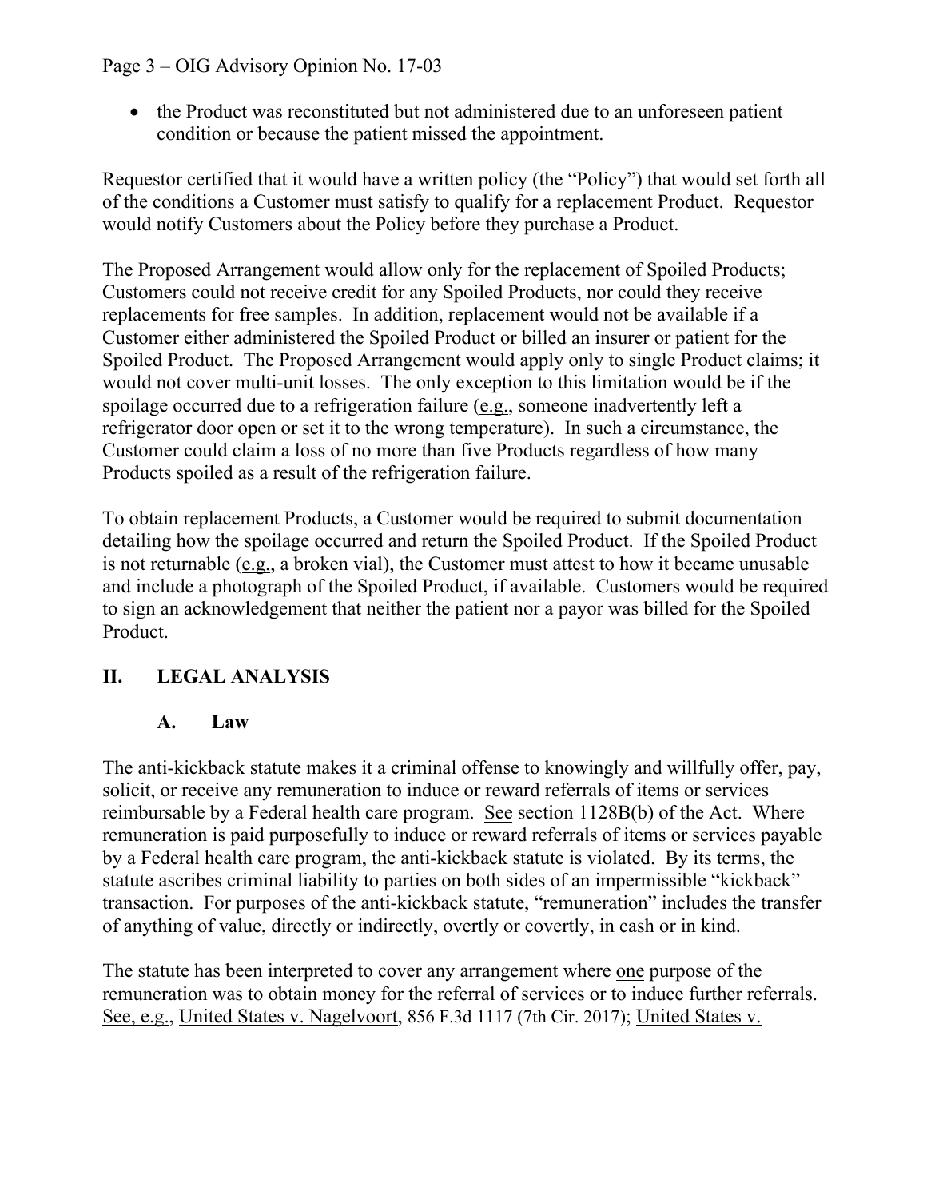- the Product was reconstituted but not administered due to an unforeseen patient condition or because the patient missed the appointment.

Requestor certified that it would have a written policy (the "Policy") that would set forth all of the conditions a Customer must satisfy to qualify for a replacement Product. Requestor would notify Customers about the Policy before they purchase a Product.

The Proposed Arrangement would allow only for the replacement of Spoiled Products; Customers could not receive credit for any Spoiled Products, nor could they receive replacements for free samples. In addition, replacement would not be available if a Customer either administered the Spoiled Product or billed an insurer or patient for the Spoiled Product. The Proposed Arrangement would apply only to single Product claims; it would not cover multi-unit losses. The only exception to this limitation would be if the spoilage occurred due to a refrigeration failure (e.g., someone inadvertently left a refrigerator door open or set it to the wrong temperature). In such a circumstance, the Customer could claim a loss of no more than five Products regardless of how many Products spoiled as a result of the refrigeration failure.

To obtain replacement Products, a Customer would be required to submit documentation detailing how the spoilage occurred and return the Spoiled Product. If the Spoiled Product is not returnable (e.g., a broken vial), the Customer must attest to how it became unusable and include a photograph of the Spoiled Product, if available. Customers would be required to sign an acknowledgement that neither the patient nor a payor was billed for the Spoiled Product.

## II. LEGAL ANALYSIS

### A. Law

The anti-kickback statute makes it a criminal offense to knowingly and willfully offer, pay, solicit, or receive any remuneration to induce or reward referrals of items or services reimbursable by a Federal health care program. See section 1128B(b) of the Act. Where remuneration is paid purposefully to induce or reward referrals of items or services payable by a Federal health care program, the anti-kickback statute is violated. By its terms, the statute ascribes criminal liability to parties on both sides of an impermissible "kickback" transaction. For purposes of the anti-kickback statute, "remuneration" includes the transfer of anything of value, directly or indirectly, overtly or covertly, in cash or in kind.

The statute has been interpreted to cover any arrangement where one purpose of the remuneration was to obtain money for the referral of services or to induce further referrals. See, e.g., United States v. Nagelvoort, 856 F.3d 1117 (7th Cir. 2017); United States v.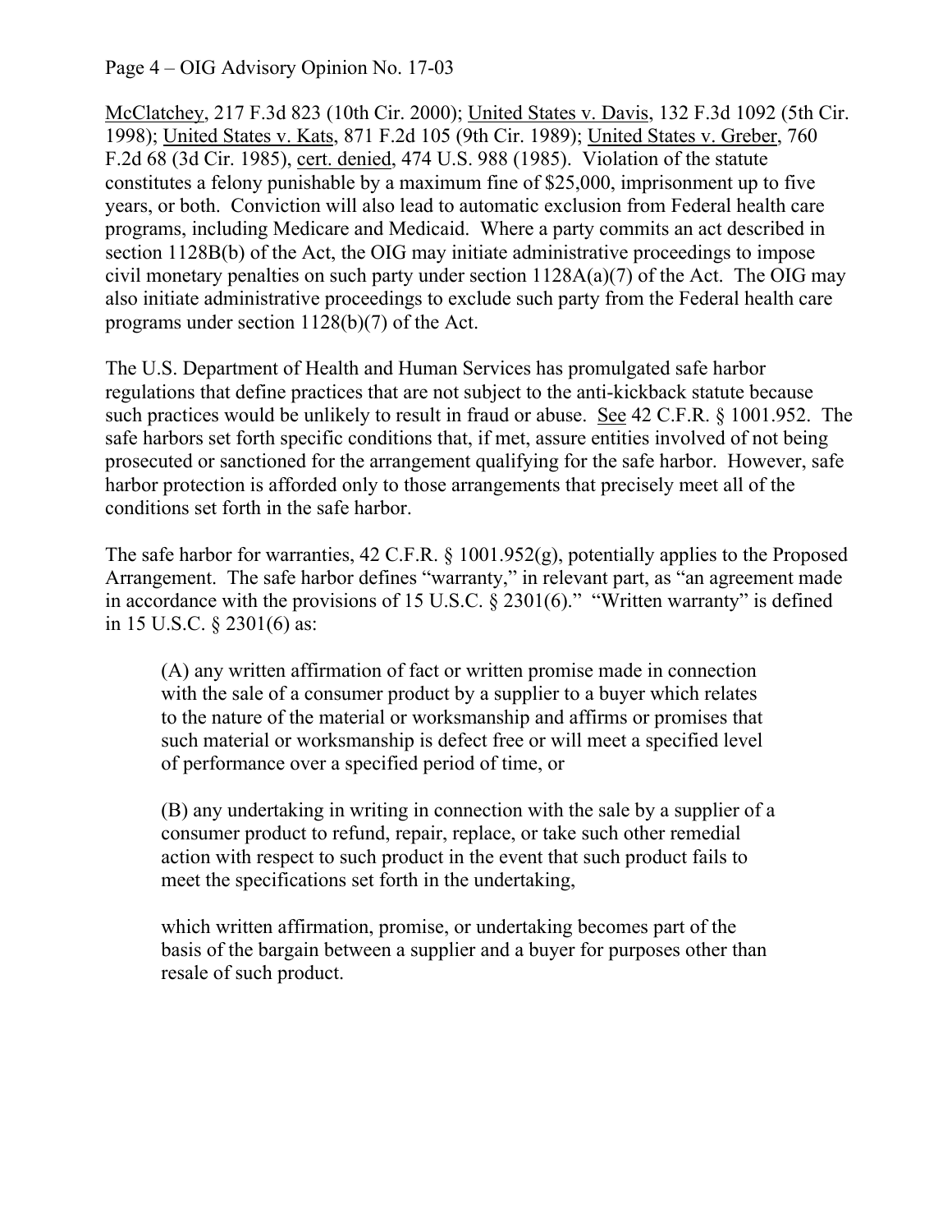McClatchey, 217 F.3d 823 (10th Cir. 2000); United States v. Davis, 132 F.3d 1092 (5th Cir. 1998); United States v. Kats, 871 F.2d 105 (9th Cir. 1989); United States v. Greber, 760 F.2d 68 (3d Cir. 1985), cert. denied, 474 U.S. 988 (1985). Violation of the statute constitutes a felony punishable by a maximum fine of $25,000, imprisonment up to five years, or both. Conviction will also lead to automatic exclusion from Federal health care programs, including Medicare and Medicaid. Where a party commits an act described in section 1128B(b) of the Act, the OIG may initiate administrative proceedings to impose civil monetary penalties on such party under section 1128A(a)(7) of the Act. The OIG may also initiate administrative proceedings to exclude such party from the Federal health care programs under section 1128(b)(7) of the Act.

The U.S. Department of Health and Human Services has promulgated safe harbor regulations that define practices that are not subject to the anti-kickback statute because such practices would be unlikely to result in fraud or abuse. See 42 C.F.R. § 1001.952. The safe harbors set forth specific conditions that, if met, assure entities involved of not being prosecuted or sanctioned for the arrangement qualifying for the safe harbor. However, safe harbor protection is afforded only to those arrangements that precisely meet all of the conditions set forth in the safe harbor.

The safe harbor for warranties, 42 C.F.R. § 1001.952(g), potentially applies to the Proposed Arrangement. The safe harbor defines "warranty," in relevant part, as "an agreement made in accordance with the provisions of 15 U.S.C. § 2301(6)." "Written warranty" is defined in 15 U.S.C. § 2301(6) as:

> (A) any written affirmation of fact or written promise made in connection with the sale of a consumer product by a supplier to a buyer which relates to the nature of the material or workmanship and affirms or promises that such material or workmanship is defect free or will meet a specified level of performance over a specified period of time, or
>
> (B) any undertaking in writing in connection with the sale by a supplier of a consumer product to refund, repair, replace, or take such other remedial action with respect to such product in the event that such product fails to meet the specifications set forth in the undertaking,
>
> which written affirmation, promise, or undertaking becomes part of the basis of the bargain between a supplier and a buyer for purposes other than resale of such product.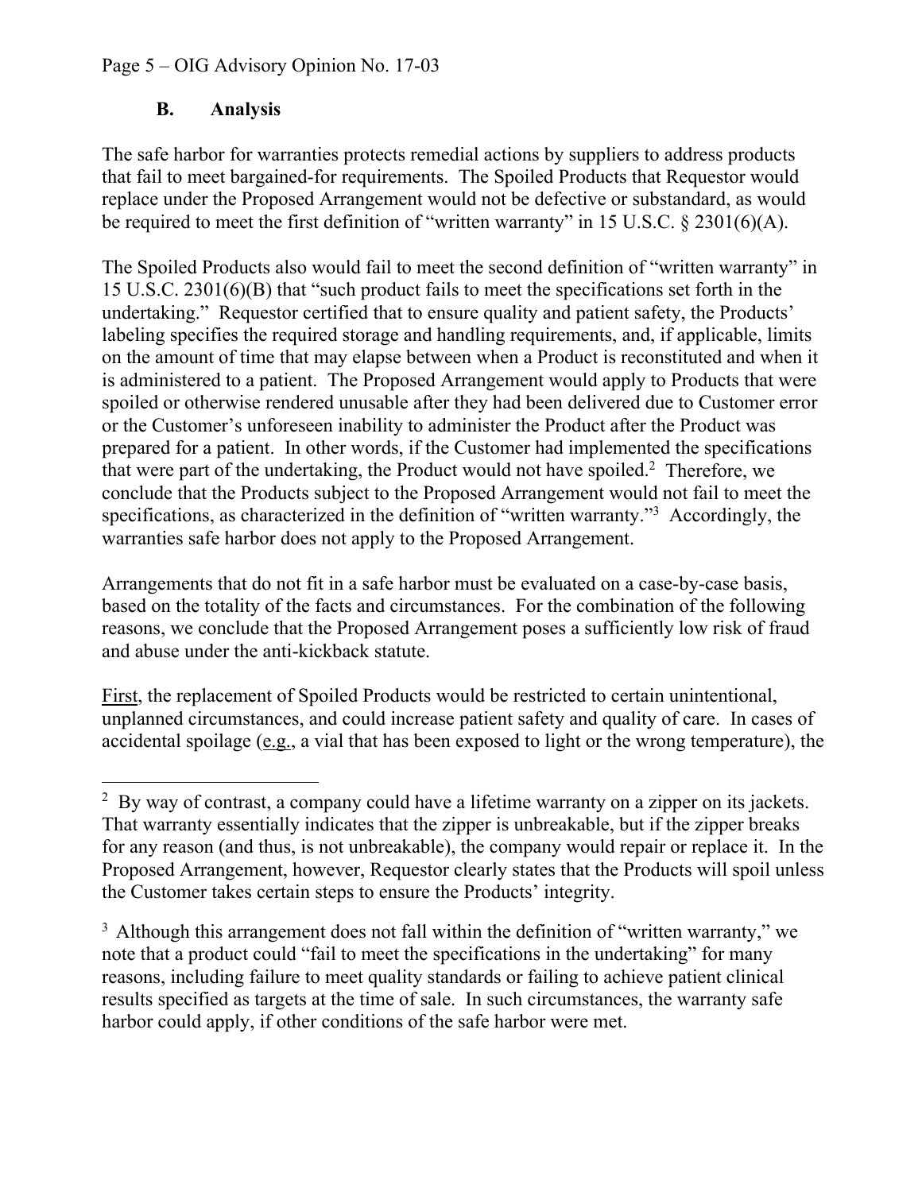### B. Analysis

The safe harbor for warranties protects remedial actions by suppliers to address products that fail to meet bargained-for requirements. The Spoiled Products that Requestor would replace under the Proposed Arrangement would not be defective or substandard, as would be required to meet the first definition of "written warranty" in 15 U.S.C. § 2301(6)(A).

The Spoiled Products also would fail to meet the second definition of "written warranty" in 15 U.S.C. 2301(6)(B) that "such product fails to meet the specifications set forth in the undertaking." Requestor certified that to ensure quality and patient safety, the Products' labeling specifies the required storage and handling requirements, and, if applicable, limits on the amount of time that may elapse between when a Product is reconstituted and when it is administered to a patient. The Proposed Arrangement would apply to Products that were spoiled or otherwise rendered unusable after they had been delivered due to Customer error or the Customer's unforeseen inability to administer the Product after the Product was prepared for a patient. In other words, if the Customer had implemented the specifications that were part of the undertaking, the Product would not have spoiled.[2] Therefore, we conclude that the Products subject to the Proposed Arrangement would not fail to meet the specifications, as characterized in the definition of "written warranty."[3] Accordingly, the warranties safe harbor does not apply to the Proposed Arrangement.

Arrangements that do not fit in a safe harbor must be evaluated on a case-by-case basis, based on the totality of the facts and circumstances. For the combination of the following reasons, we conclude that the Proposed Arrangement poses a sufficiently low risk of fraud and abuse under the anti-kickback statute.

<u>First</u>, the replacement of Spoiled Products would be restricted to certain unintentional, unplanned circumstances, and could increase patient safety and quality of care. In cases of accidental spoilage (<u>e.g.</u>, a vial that has been exposed to light or the wrong temperature), the

---

[2] By way of contrast, a company could have a lifetime warranty on a zipper on its jackets. That warranty essentially indicates that the zipper is unbreakable, but if the zipper breaks for any reason (and thus, is not unbreakable), the company would repair or replace it. In the Proposed Arrangement, however, Requestor clearly states that the Products will spoil unless the Customer takes certain steps to ensure the Products' integrity.

[3] Although this arrangement does not fall within the definition of "written warranty," we note that a product could "fail to meet the specifications in the undertaking" for many reasons, including failure to meet quality standards or failing to achieve patient clinical results specified as targets at the time of sale. In such circumstances, the warranty safe harbor could apply, if other conditions of the safe harbor were met.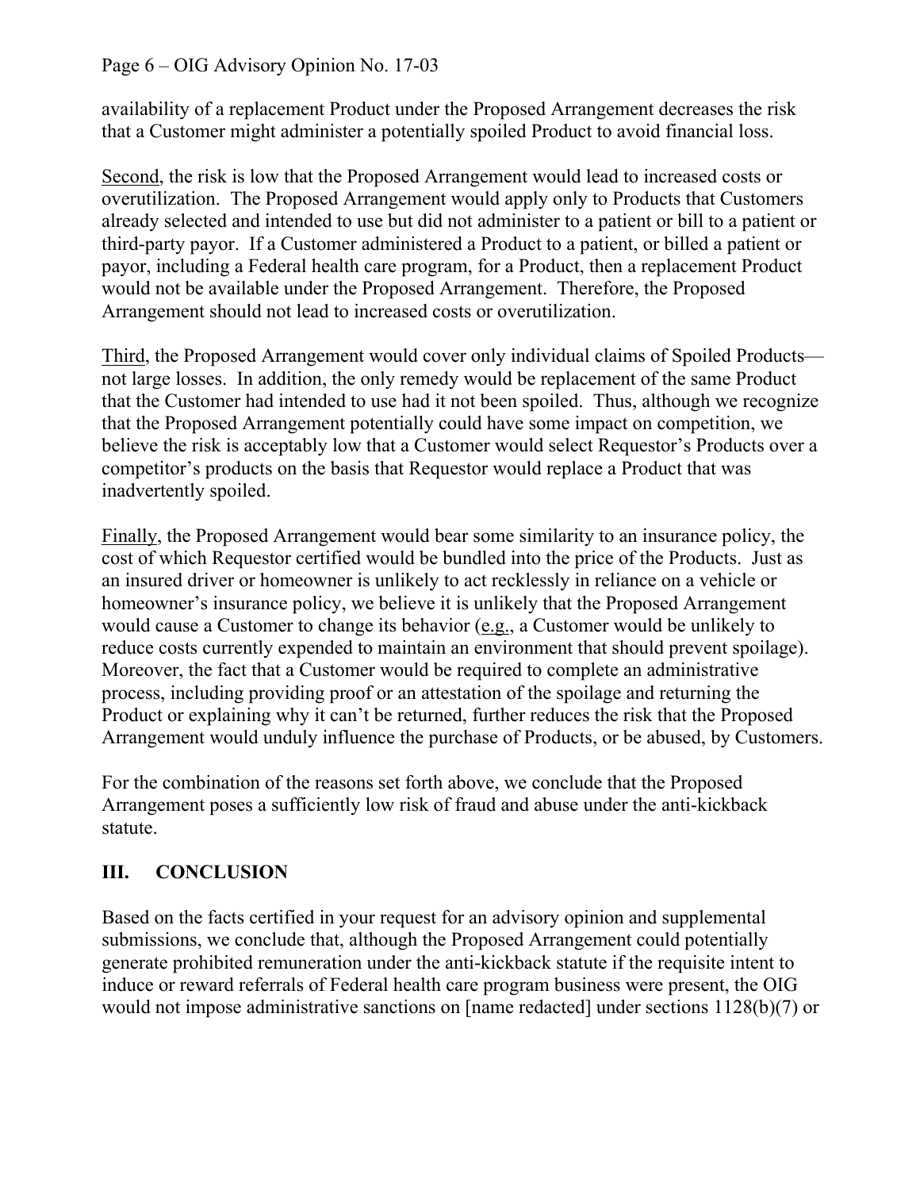availability of a replacement Product under the Proposed Arrangement decreases the risk that a Customer might administer a potentially spoiled Product to avoid financial loss.

Second, the risk is low that the Proposed Arrangement would lead to increased costs or overutilization. The Proposed Arrangement would apply only to Products that Customers already selected and intended to use but did not administer to a patient or bill to a patient or third-party payor. If a Customer administered a Product to a patient, or billed a patient or payor, including a Federal health care program, for a Product, then a replacement Product would not be available under the Proposed Arrangement. Therefore, the Proposed Arrangement should not lead to increased costs or overutilization.

Third, the Proposed Arrangement would cover only individual claims of Spoiled Products—not large losses. In addition, the only remedy would be replacement of the same Product that the Customer had intended to use had it not been spoiled. Thus, although we recognize that the Proposed Arrangement potentially could have some impact on competition, we believe the risk is acceptably low that a Customer would select Requestor's Products over a competitor's products on the basis that Requestor would replace a Product that was inadvertently spoiled.

Finally, the Proposed Arrangement would bear some similarity to an insurance policy, the cost of which Requestor certified would be bundled into the price of the Products. Just as an insured driver or homeowner is unlikely to act recklessly in reliance on a vehicle or homeowner's insurance policy, we believe it is unlikely that the Proposed Arrangement would cause a Customer to change its behavior (e.g., a Customer would be unlikely to reduce costs currently expended to maintain an environment that should prevent spoilage). Moreover, the fact that a Customer would be required to complete an administrative process, including providing proof or an attestation of the spoilage and returning the Product or explaining why it can't be returned, further reduces the risk that the Proposed Arrangement would unduly influence the purchase of Products, or be abused, by Customers.

For the combination of the reasons set forth above, we conclude that the Proposed Arrangement poses a sufficiently low risk of fraud and abuse under the anti-kickback statute.

## III. CONCLUSION

Based on the facts certified in your request for an advisory opinion and supplemental submissions, we conclude that, although the Proposed Arrangement could potentially generate prohibited remuneration under the anti-kickback statute if the requisite intent to induce or reward referrals of Federal health care program business were present, the OIG would not impose administrative sanctions on [name redacted] under sections 1128(b)(7) or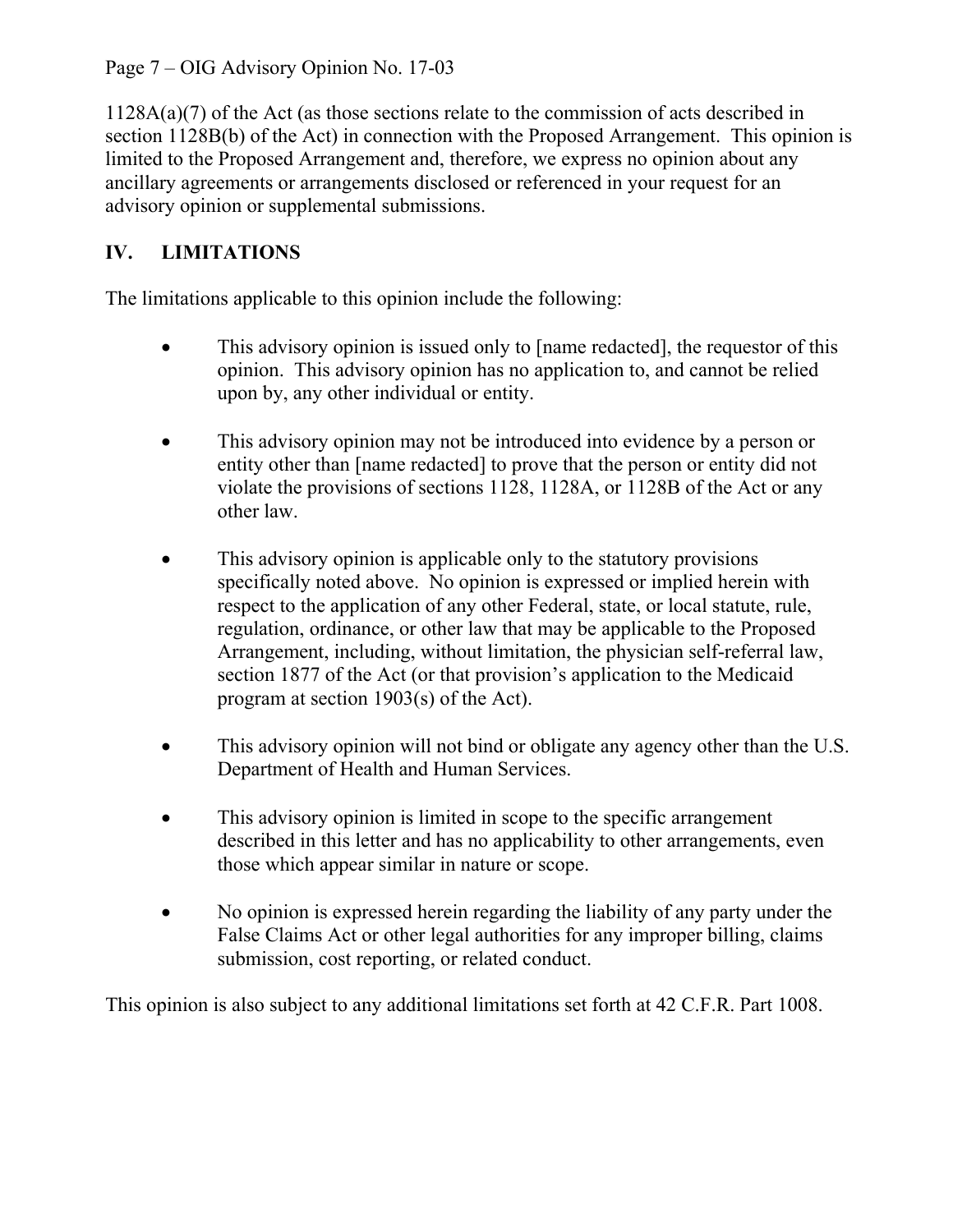1128A(a)(7) of the Act (as those sections relate to the commission of acts described in section 1128B(b) of the Act) in connection with the Proposed Arrangement. This opinion is limited to the Proposed Arrangement and, therefore, we express no opinion about any ancillary agreements or arrangements disclosed or referenced in your request for an advisory opinion or supplemental submissions.

## IV. LIMITATIONS

The limitations applicable to this opinion include the following:

- This advisory opinion is issued only to [name redacted], the requestor of this opinion. This advisory opinion has no application to, and cannot be relied upon by, any other individual or entity.

- This advisory opinion may not be introduced into evidence by a person or entity other than [name redacted] to prove that the person or entity did not violate the provisions of sections 1128, 1128A, or 1128B of the Act or any other law.

- This advisory opinion is applicable only to the statutory provisions specifically noted above. No opinion is expressed or implied herein with respect to the application of any other Federal, state, or local statute, rule, regulation, ordinance, or other law that may be applicable to the Proposed Arrangement, including, without limitation, the physician self-referral law, section 1877 of the Act (or that provision's application to the Medicaid program at section 1903(s) of the Act).

- This advisory opinion will not bind or obligate any agency other than the U.S. Department of Health and Human Services.

- This advisory opinion is limited in scope to the specific arrangement described in this letter and has no applicability to other arrangements, even those which appear similar in nature or scope.

- No opinion is expressed herein regarding the liability of any party under the False Claims Act or other legal authorities for any improper billing, claims submission, cost reporting, or related conduct.

This opinion is also subject to any additional limitations set forth at 42 C.F.R. Part 1008.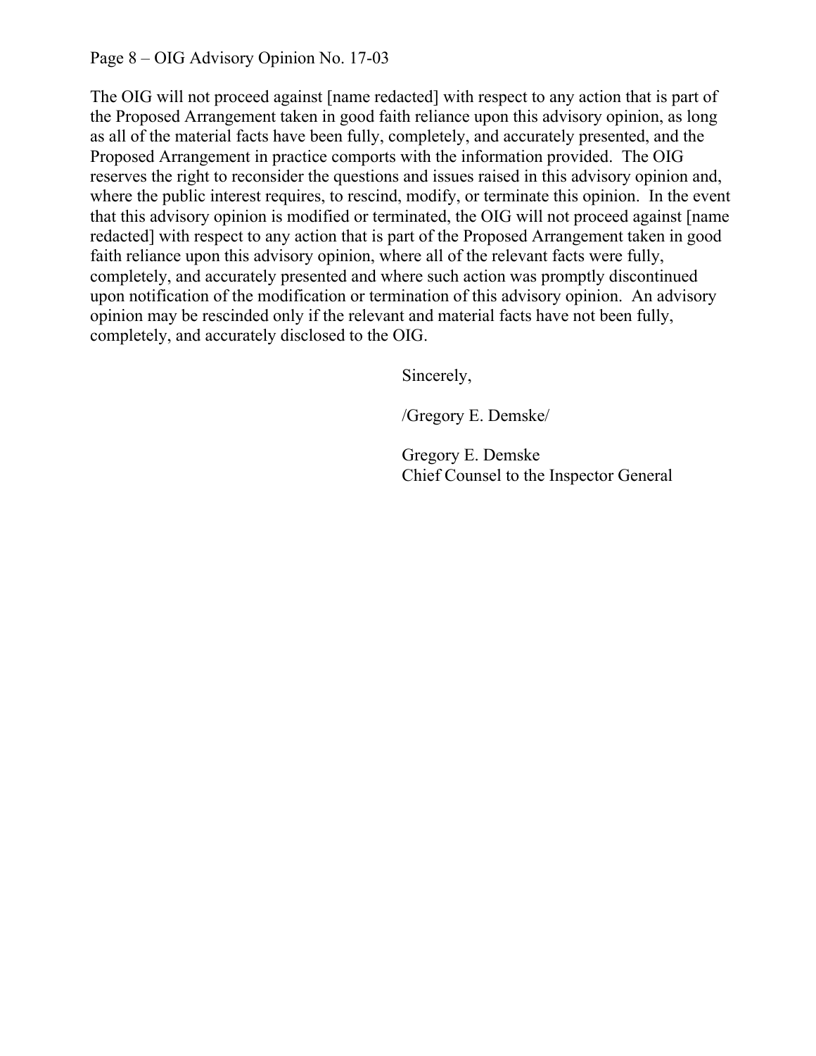The OIG will not proceed against [name redacted] with respect to any action that is part of the Proposed Arrangement taken in good faith reliance upon this advisory opinion, as long as all of the material facts have been fully, completely, and accurately presented, and the Proposed Arrangement in practice comports with the information provided. The OIG reserves the right to reconsider the questions and issues raised in this advisory opinion and, where the public interest requires, to rescind, modify, or terminate this opinion. In the event that this advisory opinion is modified or terminated, the OIG will not proceed against [name redacted] with respect to any action that is part of the Proposed Arrangement taken in good faith reliance upon this advisory opinion, where all of the relevant facts were fully, completely, and accurately presented and where such action was promptly discontinued upon notification of the modification or termination of this advisory opinion. An advisory opinion may be rescinded only if the relevant and material facts have not been fully, completely, and accurately disclosed to the OIG.

Sincerely,

/Gregory E. Demske/

Gregory E. Demske
Chief Counsel to the Inspector General